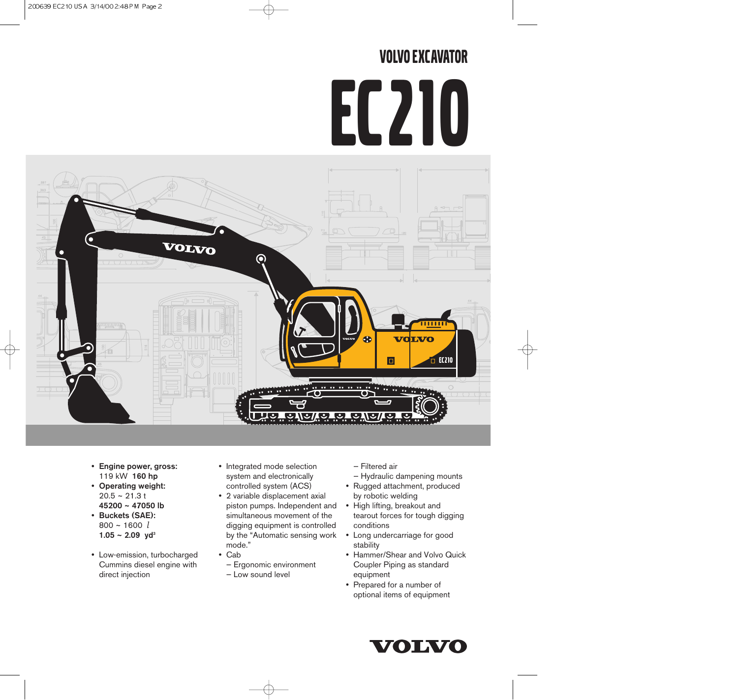# VOLVO EXCAVATOR

# EC210

- **Engine power, gross:**
  119 kW **160 hp**
- **Operating weight:**
  20.5 ~ 21.3 t
  **45200 ~ 47050 lb**
- **Buckets (SAE):**
  800 ~ 1600 *l*
  **1.05 ~ 2.09 yd³**

- Low-emission, turbocharged Cummins diesel engine with direct injection
- Integrated mode selection system and electronically controlled system (ACS)
- 2 variable displacement axial piston pumps. Independent and simultaneous movement of the digging equipment is controlled by the "Automatic sensing work mode."
- Cab
  – Ergonomic environment
  – Low sound level
  – Filtered air
  – Hydraulic dampening mounts
- Rugged attachment, produced by robotic welding
- High lifting, breakout and tearout forces for tough digging conditions
- Long undercarriage for good stability
- Hammer/Shear and Volvo Quick Coupler Piping as standard equipment
- Prepared for a number of optional items of equipment

VOLVO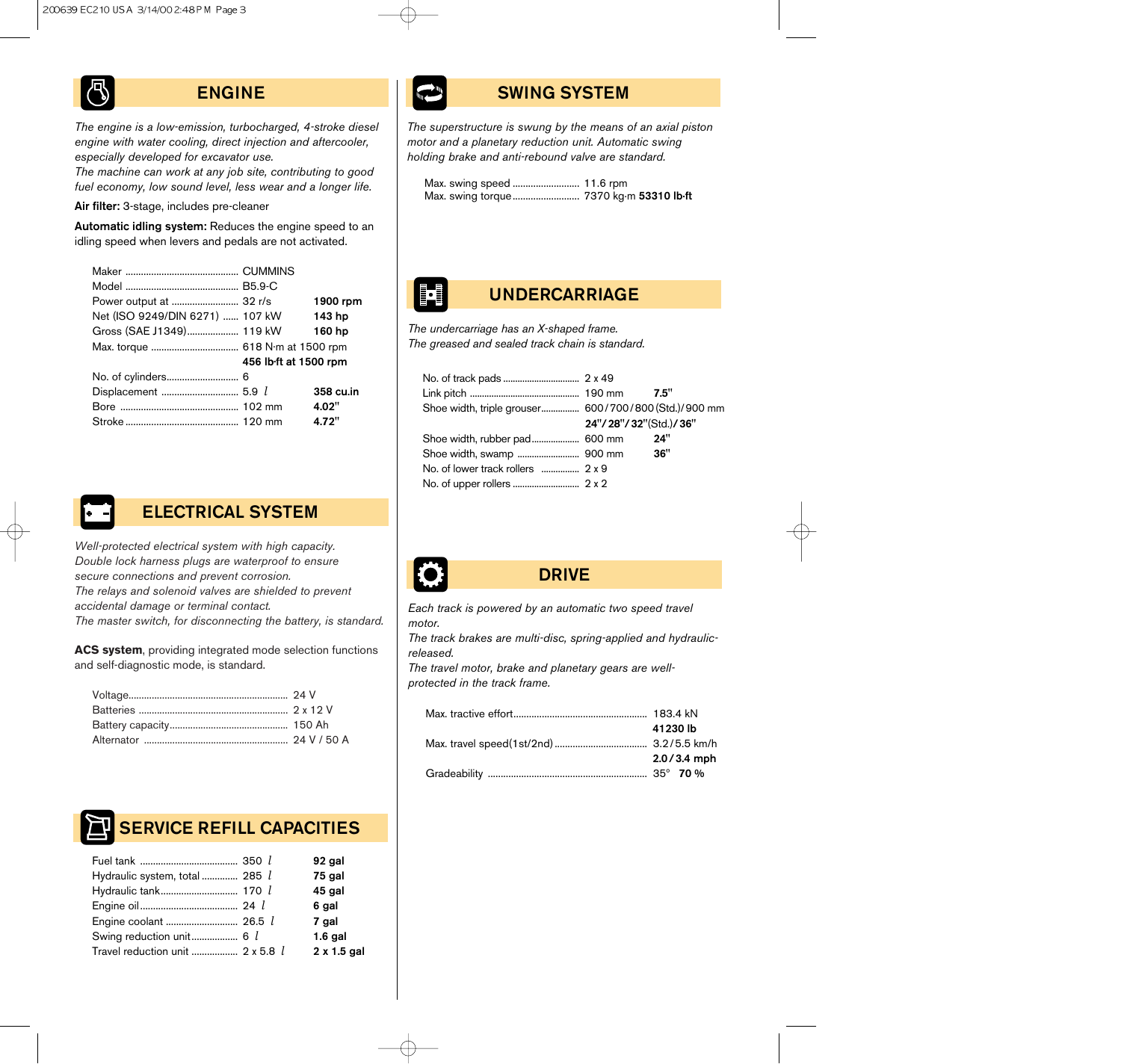## ENGINE

*The engine is a low-emission, turbocharged, 4-stroke diesel engine with water cooling, direct injection and aftercooler, especially developed for excavator use.*
*The machine can work at any job site, contributing to good fuel economy, low sound level, less wear and a longer life.*

**Air filter:** 3-stage, includes pre-cleaner

**Automatic idling system:** Reduces the engine speed to an idling speed when levers and pedals are not activated.

| | | |
|---|---|---|
| Maker | CUMMINS | |
| Model | B5.9-C | |
| Power output at | 32 r/s | **1900 rpm** |
| Net (ISO 9249/DIN 6271) | 107 kW | **143 hp** |
| Gross (SAE J1349) | 119 kW | **160 hp** |
| Max. torque | 618 N·m at 1500 rpm **456 lb·ft at 1500 rpm** | |
| No. of cylinders | 6 | |
| Displacement | 5.9 l | **358 cu.in** |
| Bore | 102 mm | **4.02"** |
| Stroke | 120 mm | **4.72"** |

## ELECTRICAL SYSTEM

*Well-protected electrical system with high capacity. Double lock harness plugs are waterproof to ensure secure connections and prevent corrosion.*
*The relays and solenoid valves are shielded to prevent accidental damage or terminal contact.*
*The master switch, for disconnecting the battery, is standard.*

**ACS system**, providing integrated mode selection functions and self-diagnostic mode, is standard.

| | |
|---|---|
| Voltage | 24 V |
| Batteries | 2 x 12 V |
| Battery capacity | 150 Ah |
| Alternator | 24 V / 50 A |

## SERVICE REFILL CAPACITIES

| | | |
|---|---|---|
| Fuel tank | 350 l | **92 gal** |
| Hydraulic system, total | 285 l | **75 gal** |
| Hydraulic tank | 170 l | **45 gal** |
| Engine oil | 24 l | **6 gal** |
| Engine coolant | 26.5 l | **7 gal** |
| Swing reduction unit | 6 l | **1.6 gal** |
| Travel reduction unit | 2 x 5.8 l | **2 x 1.5 gal** |

## SWING SYSTEM

*The superstructure is swung by the means of an axial piston motor and a planetary reduction unit. Automatic swing holding brake and anti-rebound valve are standard.*

| | |
|---|---|
| Max. swing speed | 11.6 rpm |
| Max. swing torque | 7370 kg·m **53310 lb·ft** |

## UNDERCARRIAGE

*The undercarriage has an X-shaped frame.*
*The greased and sealed track chain is standard.*

| | | |
|---|---|---|
| No. of track pads | 2 x 49 | |
| Link pitch | 190 mm | **7.5"** |
| Shoe width, triple grouser | 600/700/800 (Std.)/900 mm **24"/28"/32"(Std.)/36"** | |
| Shoe width, rubber pad | 600 mm | **24"** |
| Shoe width, swamp | 900 mm | **36"** |
| No. of lower track rollers | 2 x 9 | |
| No. of upper rollers | 2 x 2 | |

## DRIVE

*Each track is powered by an automatic two speed travel motor.*
*The track brakes are multi-disc, spring-applied and hydraulic-released.*
*The travel motor, brake and planetary gears are well-protected in the track frame.*

| | |
|---|---|
| Max. tractive effort | 183.4 kN **41230 lb** |
| Max. travel speed (1st/2nd) | 3.2/5.5 km/h **2.0/3.4 mph** |
| Gradeability | 35° **70 %** |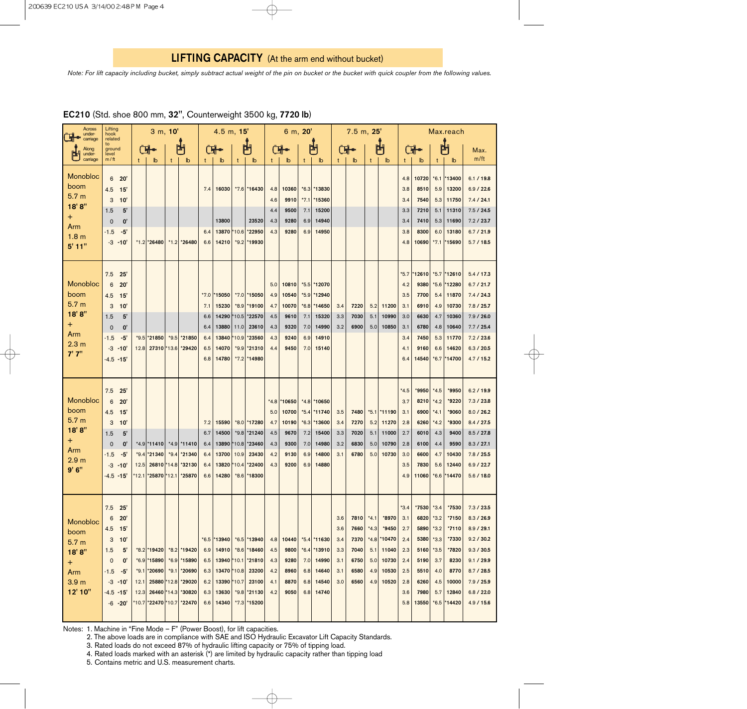## LIFTING CAPACITY (At the arm end without bucket)

*Note: For lift capacity including bucket, simply subtract actual weight of the pin on bucket or the bucket with quick coupler from the following values.*

**EC210** (Std. shoe 800 mm, **32"**, Counterweight 3500 kg, **7720 lb**)

| Across undercarriage / Along undercarriage | Lifting hook related to ground level m / ft | 3 m, 10' | | | | 4.5 m, 15' | | | | 6 m, 20' | | | | 7.5 m, 25' | | | | Max.reach | | | | Max. m/ft |
|---|---|---|---|---|---|---|---|---|---|---|---|---|---|---|---|---|---|---|---|---|---|---|
| | | Across t | Across lb | Along t | Along lb | Across t | Across lb | Along t | Along lb | Across t | Across lb | Along t | Along lb | Across t | Across lb | Along t | Along lb | Across t | Across lb | Along t | Along lb | |
| Monobloc boom 5.7 m 18' 8" + Arm 1.8 m 5' 11" | 6 / 20' | | | | | | | | | | | | | | | | | 4.8 | 10720 | *6.1 | *13400 | 6.1 / 19.8 |
| | 4.5 / 15' | | | | | 7.4 | 16030 | *7.6 | *16430 | 4.8 | 10360 | *6.3 | *13830 | | | | | 3.8 | 8510 | 5.9 | 13200 | 6.9 / 22.6 |
| | 3 / 10' | | | | | | | | | 4.6 | 9910 | *7.1 | *15360 | | | | | 3.4 | 7540 | 5.3 | 11750 | 7.4 / 24.1 |
| | 1.5 / 5' | | | | | | | | | 4.4 | 9500 | 7.1 | 15200 | | | | | 3.3 | 7210 | 5.1 | 11310 | 7.5 / 24.5 |
| | 0 / 0' | | | | | | 13800 | | 23520 | 4.3 | 9280 | 6.9 | 14940 | | | | | 3.4 | 7410 | 5.3 | 11690 | 7.2 / 23.7 |
| | -1.5 / -5' | | | | | 6.4 | 13870 | *10.6 | *22950 | 4.3 | 9280 | 6.9 | 14950 | | | | | 3.8 | 8300 | 6.0 | 13180 | 6.7 / 21.9 |
| | -3 / -10' | *1.2 | *26480 | *1.2 | *26480 | 6.6 | 14210 | *9.2 | *19930 | | | | | | | | | 4.8 | 10690 | *7.1 | *15690 | 5.7 / 18.5 |
| Monobloc boom 5.7 m 18' 8" + Arm 2.3 m 7' 7" | 7.5 / 25' | | | | | | | | | | | | | | | | | *5.7 | *12610 | *5.7 | *12610 | 5.4 / 17.3 |
| | 6 / 20' | | | | | | | | | 5.0 | 10810 | *5.5 | *12070 | | | | | 4.2 | 9380 | *5.6 | *12280 | 6.7 / 21.7 |
| | 4.5 / 15' | | | | | *7.0 | *15050 | *7.0 | *15050 | 4.9 | 10540 | *5.9 | *12940 | | | | | 3.5 | 7700 | 5.4 | 11870 | 7.4 / 24.3 |
| | 3 / 10' | | | | | 7.1 | 15230 | *8.9 | *19100 | 4.7 | 10070 | *6.8 | *14650 | 3.4 | 7220 | 5.2 | 11200 | 3.1 | 6910 | 4.9 | 10730 | 7.8 / 25.7 |
| | 1.5 / 5' | | | | | 6.6 | 14290 | *10.5 | *22570 | 4.5 | 9610 | 7.1 | 15320 | 3.3 | 7030 | 5.1 | 10990 | 3.0 | 6630 | 4.7 | 10360 | 7.9 / 26.0 |
| | 0 / 0' | | | | | 6.4 | 13880 | 11.0 | 23610 | 4.3 | 9320 | 7.0 | 14990 | 3.2 | 6900 | 5.0 | 10850 | 3.1 | 6780 | 4.8 | 10640 | 7.7 / 25.4 |
| | -1.5 / -5' | *9.5 | *21850 | *9.5 | *21850 | 6.4 | 13840 | *10.9 | *23560 | 4.3 | 9240 | 6.9 | 14910 | | | | | 3.4 | 7450 | 5.3 | 11770 | 7.2 / 23.6 |
| | -3 / -10' | 12.8 | 27310 | *13.6 | *29420 | 6.5 | 14070 | *9.9 | *21310 | 4.4 | 9450 | 7.0 | 15140 | | | | | 4.1 | 9160 | 6.6 | 14620 | 6.3 / 20.5 |
| | -4.5 / -15' | | | | | 6.8 | 14780 | *7.2 | *14980 | | | | | | | | | 6.4 | 14540 | *6.7 | *14700 | 4.7 / 15.2 |
| Monobloc boom 5.7 m 18' 8" + Arm 2.9 m 9' 6" | 7.5 / 25' | | | | | | | | | | | | | | | | | *4.5 | *9950 | *4.5 | *9950 | 6.2 / 19.9 |
| | 6 / 20' | | | | | | | | | *4.8 | *10650 | *4.8 | *10650 | | | | | 3.7 | 8210 | *4.2 | *9220 | 7.3 / 23.8 |
| | 4.5 / 15' | | | | | | | | | 5.0 | 10700 | *5.4 | *11740 | 3.5 | 7480 | *5.1 | *11190 | 3.1 | 6900 | *4.1 | *9060 | 8.0 / 26.2 |
| | 3 / 10' | | | | | 7.2 | 15590 | *8.0 | *17280 | 4.7 | 10190 | *6.3 | *13600 | 3.4 | 7270 | 5.2 | 11270 | 2.8 | 6260 | *4.2 | *9300 | 8.4 / 27.5 |
| | 1.5 / 5' | | | | | 6.7 | 14500 | *9.8 | *21240 | 4.5 | 9670 | 7.2 | 15400 | 3.3 | 7020 | 5.1 | 11000 | 2.7 | 6010 | 4.3 | 9400 | 8.5 / 27.8 |
| | 0 / 0' | *4.9 | *11410 | *4.9 | *11410 | 6.4 | 13890 | *10.8 | *23460 | 4.3 | 9300 | 7.0 | 14980 | 3.2 | 6830 | 5.0 | 10790 | 2.8 | 6100 | 4.4 | 9590 | 8.3 / 27.1 |
| | -1.5 / -5' | *9.4 | *21340 | *9.4 | *21340 | 6.4 | 13700 | 10.9 | 23430 | 4.2 | 9130 | 6.9 | 14800 | 3.1 | 6780 | 5.0 | 10730 | 3.0 | 6600 | 4.7 | 10430 | 7.8 / 25.5 |
| | -3 / -10' | 12.5 | 26810 | *14.8 | *32130 | 6.4 | 13820 | *10.4 | *22400 | 4.3 | 9200 | 6.9 | 14880 | | | | | 3.5 | 7830 | 5.6 | 12440 | 6.9 / 22.7 |
| | -4.5 / -15' | *12.1 | *25870 | *12.1 | *25870 | 6.6 | 14280 | *8.6 | *18300 | | | | | | | | | 4.9 | 11060 | *6.6 | *14470 | 5.6 / 18.0 |
| Monobloc boom 5.7 m 18' 8" + Arm 3.9 m 12' 10" | 7.5 / 25' | | | | | | | | | | | | | | | | | *3.4 | *7530 | *3.4 | *7530 | 7.3 / 23.5 |
| | 6 / 20' | | | | | | | | | | | | | 3.6 | 7810 | *4.1 | *8970 | 3.1 | 6820 | *3.2 | *7150 | 8.3 / 26.9 |
| | 4.5 / 15' | | | | | | | | | | | | | 3.6 | 7660 | *4.3 | *9450 | 2.7 | 5890 | *3.2 | *7110 | 8.9 / 29.1 |
| | 3 / 10' | | | | | *6.5 | *13940 | *6.5 | *13940 | 4.8 | 10440 | *5.4 | *11630 | 3.4 | 7370 | *4.8 | *10470 | 2.4 | 5380 | *3.3 | *7330 | 9.2 / 30.2 |
| | 1.5 / 5' | *8.2 | *19420 | *8.2 | *19420 | 6.9 | 14910 | *8.6 | *18460 | 4.5 | 9800 | *6.4 | *13910 | 3.3 | 7040 | 5.1 | 11040 | 2.3 | 5160 | *3.5 | *7820 | 9.3 / 30.5 |
| | 0 / 0' | *6.9 | *15890 | *6.9 | *15890 | 6.5 | 13940 | *10.1 | *21810 | 4.3 | 9280 | 7.0 | 14990 | 3.1 | 6750 | 5.0 | 10730 | 2.4 | 5190 | 3.7 | 8230 | 9.1 / 29.9 |
| | -1.5 / -5' | *9.1 | *20690 | *9.1 | *20690 | 6.3 | 13470 | *10.8 | 23200 | 4.2 | 8960 | 6.8 | 14640 | 3.1 | 6580 | 4.9 | 10530 | 2.5 | 5510 | 4.0 | 8770 | 8.7 / 28.5 |
| | -3 / -10' | 12.1 | 25880 | *12.8 | *29020 | 6.2 | 13390 | *10.7 | 23100 | 4.1 | 8870 | 6.8 | 14540 | 3.0 | 6560 | 4.9 | 10520 | 2.8 | 6260 | 4.5 | 10000 | 7.9 / 25.9 |
| | -4.5 / -15' | 12.3 | 26460 | *14.3 | *30820 | 6.3 | 13630 | *9.8 | *21130 | 4.2 | 9050 | 6.8 | 14740 | | | | | 3.6 | 7980 | 5.7 | 12840 | 6.8 / 22.0 |
| | -6 / -20' | *10.7 | *22470 | *10.7 | *22470 | 6.6 | 14340 | *7.3 | *15200 | | | | | | | | | 5.8 | 13550 | *6.5 | *14420 | 4.9 / 15.6 |

Notes:
1. Machine in "Fine Mode – F" (Power Boost), for lift capacities.
2. The above loads are in compliance with SAE and ISO Hydraulic Excavator Lift Capacity Standards.
3. Rated loads do not exceed 87% of hydraulic lifting capacity or 75% of tipping load.
4. Rated loads marked with an asterisk (*) are limited by hydraulic capacity rather than tipping load
5. Contains metric and U.S. measurement charts.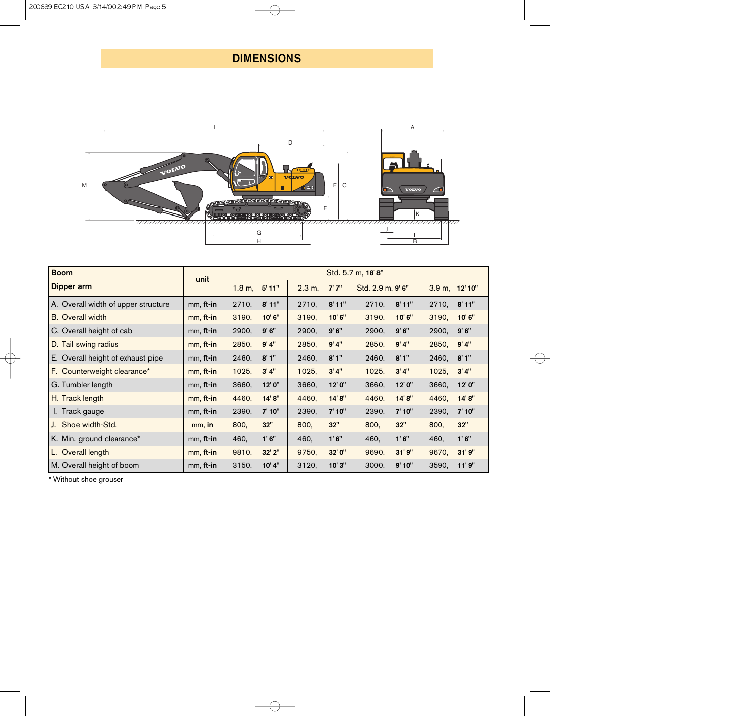# DIMENSIONS

| Boom | unit | Std. 5.7 m, **18' 8"** | | | |
|---|---|---|---|---|---|
| **Dipper arm** | | 1.8 m, **5' 11"** | 2.3 m, **7' 7"** | Std. 2.9 m, **9' 6"** | 3.9 m, **12' 10"** |
| A. Overall width of upper structure | mm, **ft-in** | 2710, **8' 11"** | 2710, **8' 11"** | 2710, **8' 11"** | 2710, **8' 11"** |
| B. Overall width | mm, **ft-in** | 3190, **10' 6"** | 3190, **10' 6"** | 3190, **10' 6"** | 3190, **10' 6"** |
| C. Overall height of cab | mm, **ft-in** | 2900, **9' 6"** | 2900, **9' 6"** | 2900, **9' 6"** | 2900, **9' 6"** |
| D. Tail swing radius | mm, **ft-in** | 2850, **9' 4"** | 2850, **9' 4"** | 2850, **9' 4"** | 2850, **9' 4"** |
| E. Overall height of exhaust pipe | mm, **ft-in** | 2460, **8' 1"** | 2460, **8' 1"** | 2460, **8' 1"** | 2460, **8' 1"** |
| F. Counterweight clearance* | mm, **ft-in** | 1025, **3' 4"** | 1025, **3' 4"** | 1025, **3' 4"** | 1025, **3' 4"** |
| G. Tumbler length | mm, **ft-in** | 3660, **12' 0"** | 3660, **12' 0"** | 3660, **12' 0"** | 3660, **12' 0"** |
| H. Track length | mm, **ft-in** | 4460, **14' 8"** | 4460, **14' 8"** | 4460, **14' 8"** | 4460, **14' 8"** |
| I. Track gauge | mm, **ft-in** | 2390, **7' 10"** | 2390, **7' 10"** | 2390, **7' 10"** | 2390, **7' 10"** |
| J. Shoe width-Std. | mm, **in** | 800, **32"** | 800, **32"** | 800, **32"** | 800, **32"** |
| K. Min. ground clearance* | mm, **ft-in** | 460, **1' 6"** | 460, **1' 6"** | 460, **1' 6"** | 460, **1' 6"** |
| L. Overall length | mm, **ft-in** | 9810, **32' 2"** | 9750, **32' 0"** | 9690, **31' 9"** | 9670, **31' 9"** |
| M. Overall height of boom | mm, **ft-in** | 3150, **10' 4"** | 3120, **10' 3"** | 3000, **9' 10"** | 3590, **11' 9"** |

* Without shoe grouser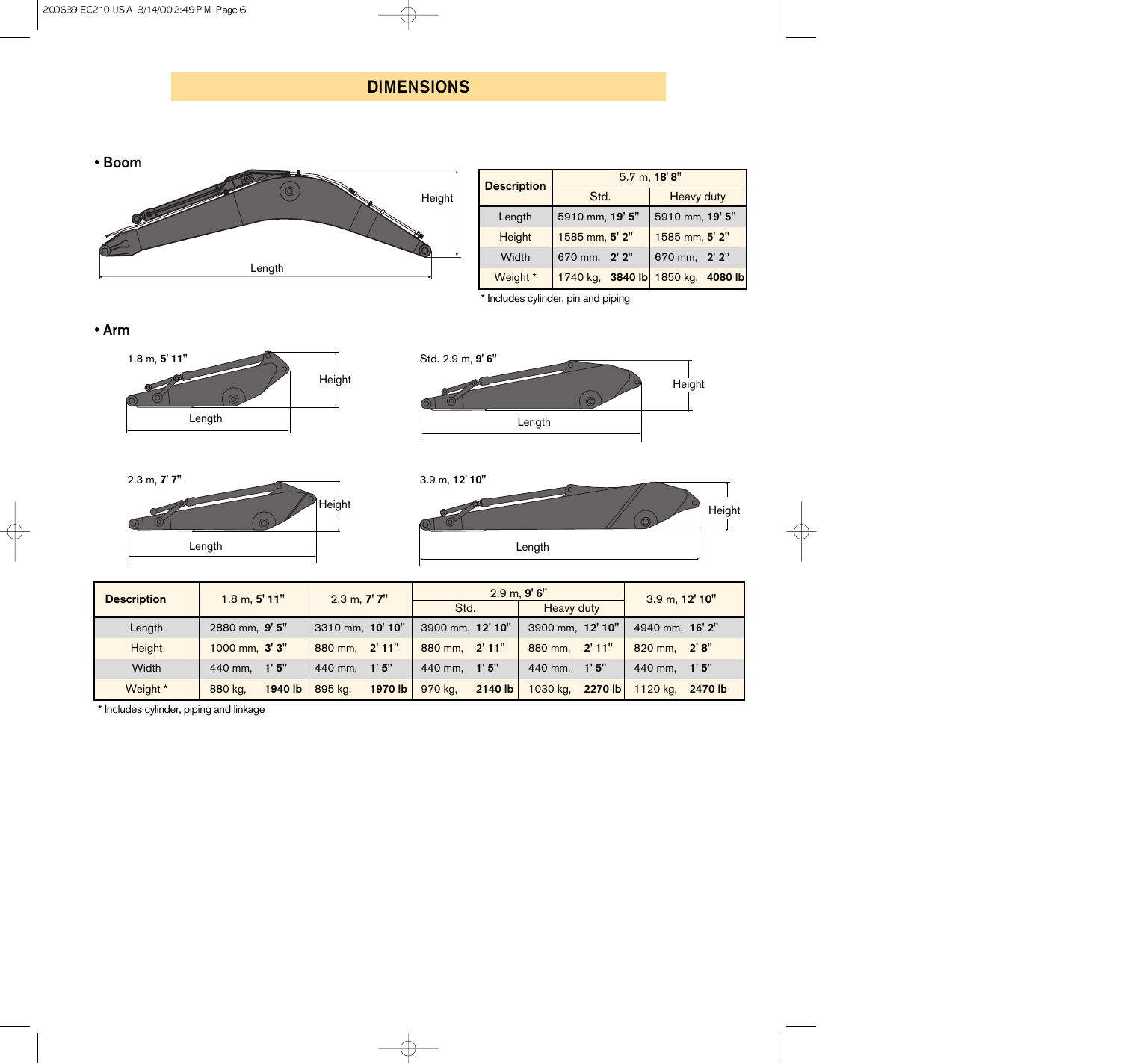# DIMENSIONS

## • Boom

| Description | 5.7 m, **18' 8"** | |
|---|---|---|
| | Std. | Heavy duty |
| Length | 5910 mm, **19' 5"** | 5910 mm, **19' 5"** |
| Height | 1585 mm, **5' 2"** | 1585 mm, **5' 2"** |
| Width | 670 mm, **2' 2"** | 670 mm, **2' 2"** |
| Weight * | 1740 kg, **3840 lb** | 1850 kg, **4080 lb** |

* Includes cylinder, pin and piping

## • Arm

| Description | 1.8 m, **5' 11"** | 2.3 m, **7' 7"** | 2.9 m, **9' 6"** | | 3.9 m, **12' 10"** |
|---|---|---|---|---|---|
| | | | Std. | Heavy duty | |
| Length | 2880 mm, **9' 5"** | 3310 mm, **10' 10"** | 3900 mm, **12' 10"** | 3900 mm, **12' 10"** | 4940 mm, **16' 2"** |
| Height | 1000 mm, **3' 3"** | 880 mm, **2' 11"** | 880 mm, **2' 11"** | 880 mm, **2' 11"** | 820 mm, **2' 8"** |
| Width | 440 mm, **1' 5"** | 440 mm, **1' 5"** | 440 mm, **1' 5"** | 440 mm, **1' 5"** | 440 mm, **1' 5"** |
| Weight * | 880 kg, **1940 lb** | 895 kg, **1970 lb** | 970 kg, **2140 lb** | 1030 kg, **2270 lb** | 1120 kg, **2470 lb** |

* Includes cylinder, piping and linkage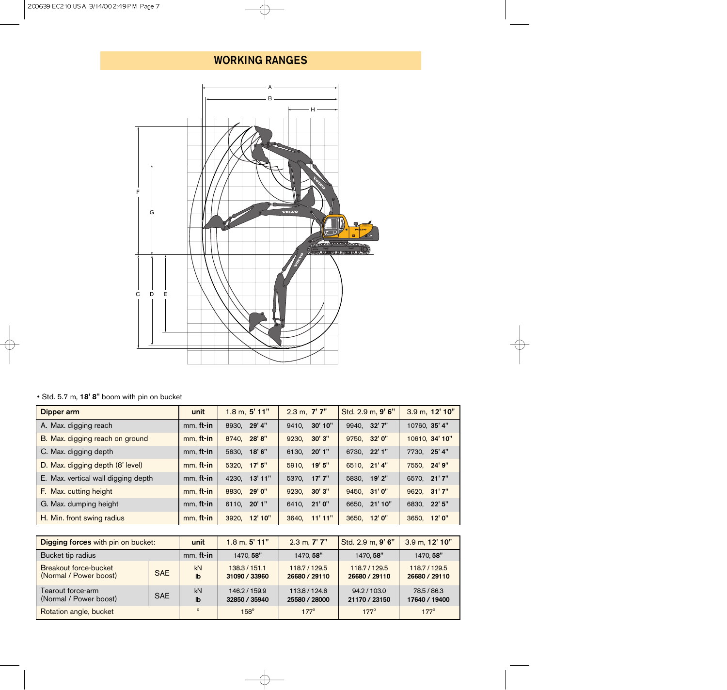# WORKING RANGES

• Std. 5.7 m, **18' 8"** boom with pin on bucket

| **Dipper arm** | **unit** | 1.8 m, **5' 11"** | 2.3 m, **7' 7"** | Std. 2.9 m, **9' 6"** | 3.9 m, **12' 10"** |
|---|---|---|---|---|---|
| A. Max. digging reach | mm, **ft-in** | 8930, **29' 4"** | 9410, **30' 10"** | 9940, **32' 7"** | 10760, **35' 4"** |
| B. Max. digging reach on ground | mm, **ft-in** | 8740, **28' 8"** | 9230, **30' 3"** | 9750, **32' 0"** | 10610, **34' 10"** |
| C. Max. digging depth | mm, **ft-in** | 5630, **18' 6"** | 6130, **20' 1"** | 6730, **22' 1"** | 7730, **25' 4"** |
| D. Max. digging depth (8' level) | mm, **ft-in** | 5320, **17' 5"** | 5910, **19' 5"** | 6510, **21' 4"** | 7550, **24' 9"** |
| E. Max. vertical wall digging depth | mm, **ft-in** | 4230, **13' 11"** | 5370, **17' 7"** | 5830, **19' 2"** | 6570, **21' 7"** |
| F. Max. cutting height | mm, **ft-in** | 8830, **29' 0"** | 9230, **30' 3"** | 9450, **31' 0"** | 9620, **31' 7"** |
| G. Max. dumping height | mm, **ft-in** | 6110, **20' 1"** | 6410, **21' 0"** | 6650, **21' 10"** | 6830, **22' 5"** |
| H. Min. front swing radius | mm, **ft-in** | 3920, **12' 10"** | 3640, **11' 11"** | 3650, **12' 0"** | 3650, **12' 0"** |

| **Digging forces** with pin on bucket: | | **unit** | 1.8 m, **5' 11"** | 2.3 m, **7' 7"** | Std. 2.9 m, **9' 6"** | 3.9 m, **12' 10"** |
|---|---|---|---|---|---|---|
| Bucket tip radius | | mm, **ft-in** | 1470, **58"** | 1470, **58"** | 1470, **58"** | 1470, **58"** |
| Breakout force-bucket (Normal / Power boost) | SAE | kN<br>**lb** | 138.3 / 151.1<br>**31090 / 33960** | 118.7 / 129.5<br>**26680 / 29110** | 118.7 / 129.5<br>**26680 / 29110** | 118.7 / 129.5<br>**26680 / 29110** |
| Tearout force-arm (Normal / Power boost) | SAE | kN<br>**lb** | 146.2 / 159.9<br>**32850 / 35940** | 113.8 / 124.6<br>**25580 / 28000** | 94.2 / 103.0<br>**21170 / 23150** | 78.5 / 86.3<br>**17640 / 19400** |
| Rotation angle, bucket | | ° | 158° | 177° | 177° | 177° |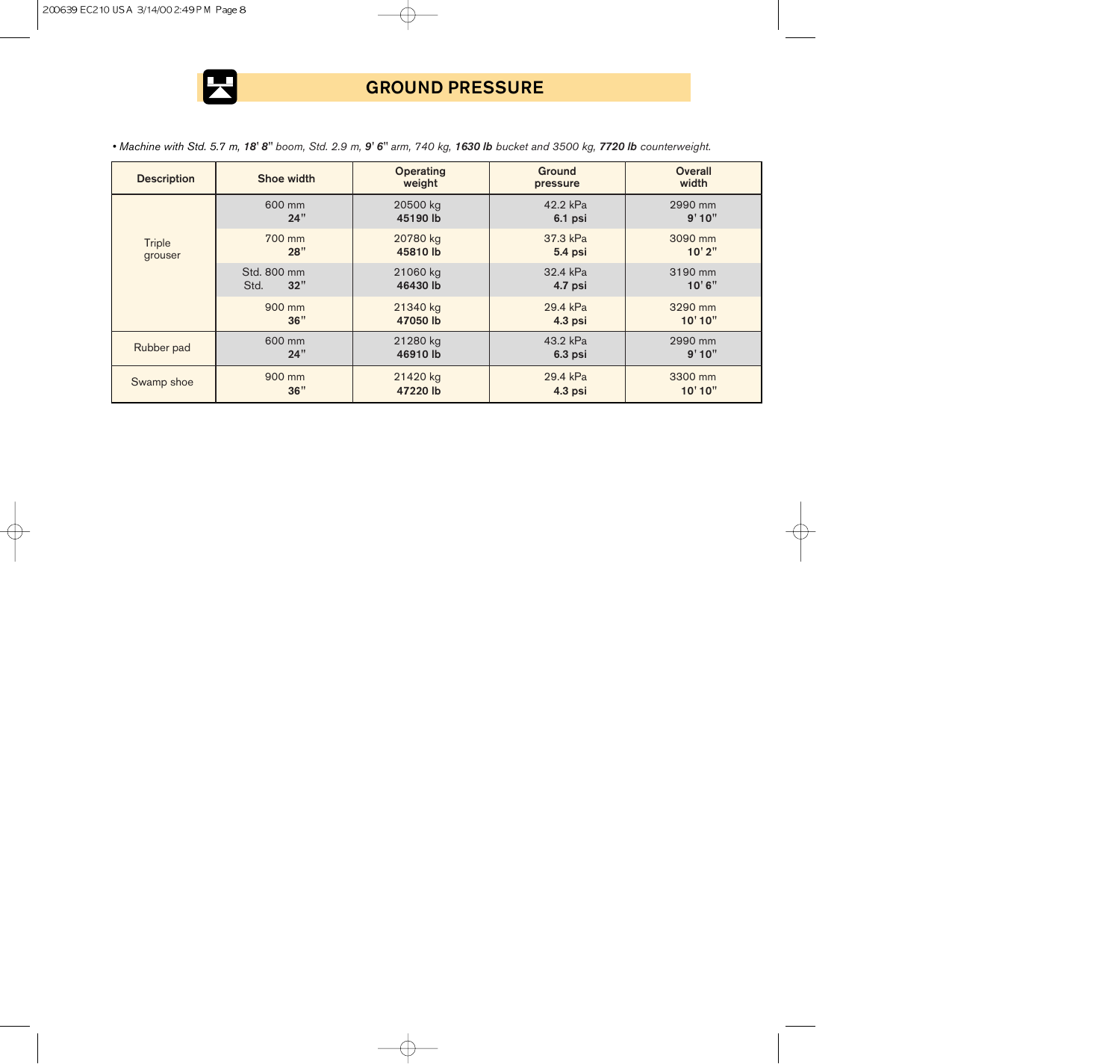## GROUND PRESSURE

• *Machine with Std. 5.7 m,* ***18' 8"*** *boom, Std. 2.9 m,* ***9' 6"*** *arm, 740 kg,* ***1630 lb*** *bucket and 3500 kg,* ***7720 lb*** *counterweight.*

| Description | Shoe width | Operating weight | Ground pressure | Overall width |
|---|---|---|---|---|
| Triple grouser | 600 mm **24"** | 20500 kg **45190 lb** | 42.2 kPa **6.1 psi** | 2990 mm **9' 10"** |
| | 700 mm **28"** | 20780 kg **45810 lb** | 37.3 kPa **5.4 psi** | 3090 mm **10' 2"** |
| | Std. 800 mm Std. **32"** | 21060 kg **46430 lb** | 32.4 kPa **4.7 psi** | 3190 mm **10' 6"** |
| | 900 mm **36"** | 21340 kg **47050 lb** | 29.4 kPa **4.3 psi** | 3290 mm **10' 10"** |
| Rubber pad | 600 mm **24"** | 21280 kg **46910 lb** | 43.2 kPa **6.3 psi** | 2990 mm **9' 10"** |
| Swamp shoe | 900 mm **36"** | 21420 kg **47220 lb** | 29.4 kPa **4.3 psi** | 3300 mm **10' 10"** |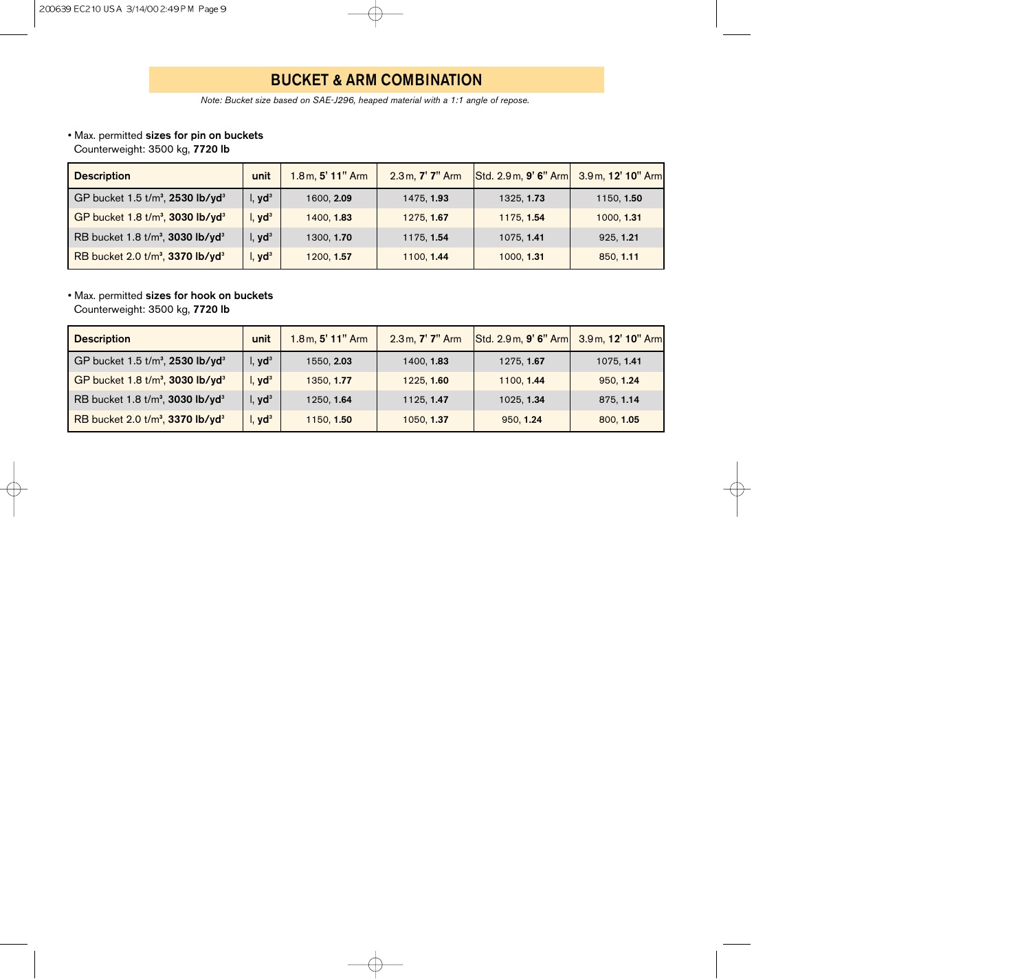## BUCKET & ARM COMBINATION

*Note: Bucket size based on SAE-J296, heaped material with a 1:1 angle of repose.*

- Max. permitted **sizes for pin on buckets**
  Counterweight: 3500 kg, **7720 lb**

| Description | unit | 1.8 m, **5' 11"** Arm | 2.3 m, **7' 7"** Arm | Std. 2.9 m, **9' 6"** Arm | 3.9 m, **12' 10"** Arm |
|---|---|---|---|---|---|
| GP bucket 1.5 t/m³, **2530 lb/yd³** | l, **yd³** | 1600, **2.09** | 1475, **1.93** | 1325, **1.73** | 1150, **1.50** |
| GP bucket 1.8 t/m³, **3030 lb/yd³** | l, **yd³** | 1400, **1.83** | 1275, **1.67** | 1175, **1.54** | 1000, **1.31** |
| RB bucket 1.8 t/m³, **3030 lb/yd³** | l, **yd³** | 1300, **1.70** | 1175, **1.54** | 1075, **1.41** | 925, **1.21** |
| RB bucket 2.0 t/m³, **3370 lb/yd³** | l, **yd³** | 1200, **1.57** | 1100, **1.44** | 1000, **1.31** | 850, **1.11** |

- Max. permitted **sizes for hook on buckets**
  Counterweight: 3500 kg, **7720 lb**

| Description | unit | 1.8 m, **5' 11"** Arm | 2.3 m, **7' 7"** Arm | Std. 2.9 m, **9' 6"** Arm | 3.9 m, **12' 10"** Arm |
|---|---|---|---|---|---|
| GP bucket 1.5 t/m³, **2530 lb/yd³** | l, **yd³** | 1550, **2.03** | 1400, **1.83** | 1275, **1.67** | 1075, **1.41** |
| GP bucket 1.8 t/m³, **3030 lb/yd³** | l, **yd³** | 1350, **1.77** | 1225, **1.60** | 1100, **1.44** | 950, **1.24** |
| RB bucket 1.8 t/m³, **3030 lb/yd³** | l, **yd³** | 1250, **1.64** | 1125, **1.47** | 1025, **1.34** | 875, **1.14** |
| RB bucket 2.0 t/m³, **3370 lb/yd³** | l, **yd³** | 1150, **1.50** | 1050, **1.37** | 950, **1.24** | 800, **1.05** |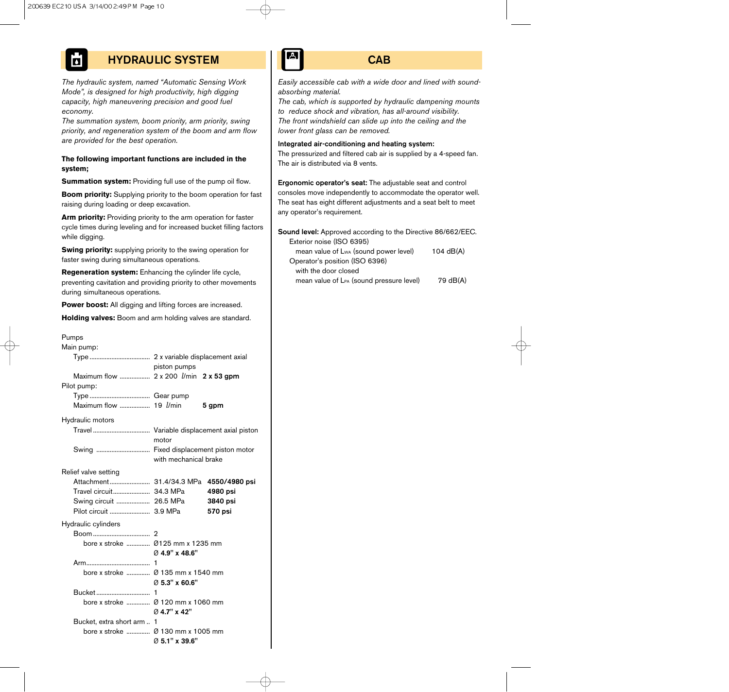## HYDRAULIC SYSTEM

*The hydraulic system, named "Automatic Sensing Work Mode", is designed for high productivity, high digging capacity, high maneuvering precision and good fuel economy.*
*The summation system, boom priority, arm priority, swing priority, and regeneration system of the boom and arm flow are provided for the best operation.*

**The following important functions are included in the system;**

**Summation system:** Providing full use of the pump oil flow.

**Boom priority:** Supplying priority to the boom operation for fast raising during loading or deep excavation.

**Arm priority:** Providing priority to the arm operation for faster cycle times during leveling and for increased bucket filling factors while digging.

**Swing priority:** supplying priority to the swing operation for faster swing during simultaneous operations.

**Regeneration system:** Enhancing the cylinder life cycle, preventing cavitation and providing priority to other movements during simultaneous operations.

**Power boost:** All digging and lifting forces are increased.

**Holding valves:** Boom and arm holding valves are standard.

Pumps

Main pump:

| | | |
|---|---|---|
| Type | 2 x variable displacement axial piston pumps | |
| Maximum flow | 2 x 200 *l*/min | **2 x 53 gpm** |

Pilot pump:

| | | |
|---|---|---|
| Type | Gear pump | |
| Maximum flow | 19 *l*/min | **5 gpm** |

Hydraulic motors

| | |
|---|---|
| Travel | Variable displacement axial piston motor |
| Swing | Fixed displacement piston motor with mechanical brake |

Relief valve setting

| | | |
|---|---|---|
| Attachment | 31.4/34.3 MPa | **4550/4980 psi** |
| Travel circuit | 34.3 MPa | **4980 psi** |
| Swing circuit | 26.5 MPa | **3840 psi** |
| Pilot circuit | 3.9 MPa | **570 psi** |

Hydraulic cylinders

| | |
|---|---|
| Boom | 2 |
| bore x stroke | Ø125 mm x 1235 mm<br>Ø **4.9" x 48.6"** |
| Arm | 1 |
| bore x stroke | Ø 135 mm x 1540 mm<br>Ø **5.3" x 60.6"** |
| Bucket | 1 |
| bore x stroke | Ø 120 mm x 1060 mm<br>Ø **4.7" x 42"** |
| Bucket, extra short arm | 1 |
| bore x stroke | Ø 130 mm x 1005 mm<br>Ø **5.1" x 39.6"** |

## CAB

*Easily accessible cab with a wide door and lined with sound-absorbing material.*
*The cab, which is supported by hydraulic dampening mounts to reduce shock and vibration, has all-around visibility.*
*The front windshield can slide up into the ceiling and the lower front glass can be removed.*

**Integrated air-conditioning and heating system:**
The pressurized and filtered cab air is supplied by a 4-speed fan. The air is distributed via 8 vents.

**Ergonomic operator's seat:** The adjustable seat and control consoles move independently to accommodate the operator well. The seat has eight different adjustments and a seat belt to meet any operator's requirement.

**Sound level:** Approved according to the Directive 86/662/EEC.

Exterior noise (ISO 6395)

| | |
|---|---|
| mean value of $L_{WA}$ (sound power level) | 104 dB(A) |

Operator's position (ISO 6396) with the door closed

| | |
|---|---|
| mean value of $L_{PA}$ (sound pressure level) | 79 dB(A) |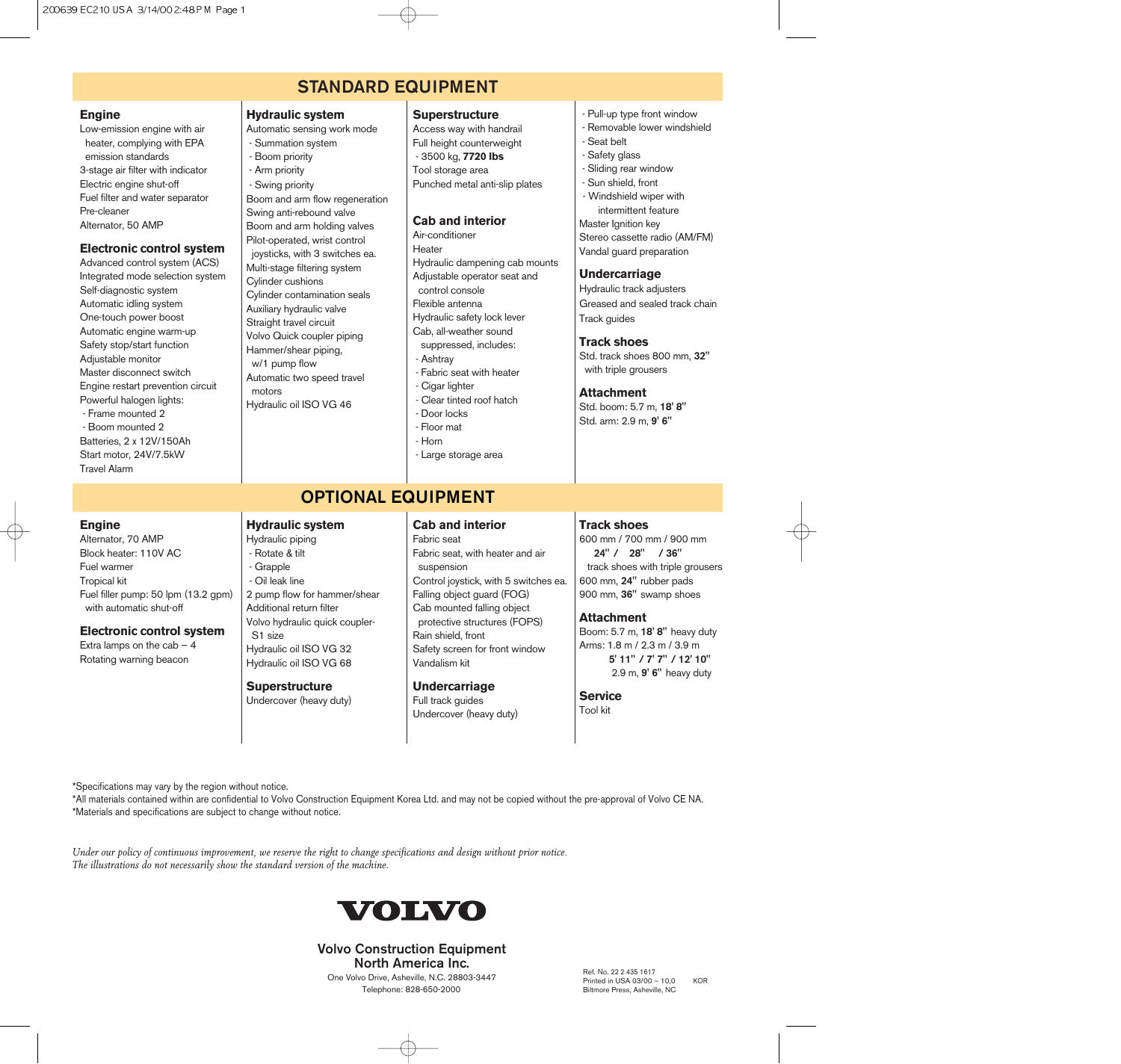## STANDARD EQUIPMENT

### Engine

Low-emission engine with air heater, complying with EPA emission standards
3-stage air filter with indicator
Electric engine shut-off
Fuel filter and water separator
Pre-cleaner
Alternator, 50 AMP

### Electronic control system

Advanced control system (ACS)
Integrated mode selection system
Self-diagnostic system
Automatic idling system
One-touch power boost
Automatic engine warm-up
Safety stop/start function
Adjustable monitor
Master disconnect switch
Engine restart prevention circuit
Powerful halogen lights:
- Frame mounted 2
- Boom mounted 2

Batteries, 2 x 12V/150Ah
Start motor, 24V/7.5kW
Travel Alarm

### Hydraulic system

Automatic sensing work mode
- Summation system
- Boom priority
- Arm priority
- Swing priority

Boom and arm flow regeneration
Swing anti-rebound valve
Boom and arm holding valves
Pilot-operated, wrist control joysticks, with 3 switches ea.
Multi-stage filtering system
Cylinder cushions
Cylinder contamination seals
Auxiliary hydraulic valve
Straight travel circuit
Volvo Quick coupler piping
Hammer/shear piping, w/1 pump flow
Automatic two speed travel motors
Hydraulic oil ISO VG 46

### Superstructure

Access way with handrail
Full height counterweight
- 3500 kg, **7720 lbs**

Tool storage area
Punched metal anti-slip plates

### Cab and interior

Air-conditioner
Heater
Hydraulic dampening cab mounts
Adjustable operator seat and control console
Flexible antenna
Hydraulic safety lock lever
Cab, all-weather sound suppressed, includes:
- Ashtray
- Fabric seat with heater
- Cigar lighter
- Clear tinted roof hatch
- Door locks
- Floor mat
- Horn
- Large storage area
- Pull-up type front window
- Removable lower windshield
- Seat belt
- Safety glass
- Sliding rear window
- Sun shield, front
- Windshield wiper with intermittent feature

Master Ignition key
Stereo cassette radio (AM/FM)
Vandal guard preparation

### Undercarriage

Hydraulic track adjusters
Greased and sealed track chain
Track guides

### Track shoes

Std. track shoes 800 mm, **32"** with triple grousers

### Attachment

Std. boom: 5.7 m, **18' 8"**
Std. arm: 2.9 m, **9' 6"**

## OPTIONAL EQUIPMENT

### Engine

Alternator, 70 AMP
Block heater: 110V AC
Fuel warmer
Tropical kit
Fuel filler pump: 50 lpm (13.2 gpm) with automatic shut-off

### Electronic control system

Extra lamps on the cab – 4
Rotating warning beacon

### Hydraulic system

Hydraulic piping
- Rotate & tilt
- Grapple
- Oil leak line

2 pump flow for hammer/shear
Additional return filter
Volvo hydraulic quick coupler-S1 size
Hydraulic oil ISO VG 32
Hydraulic oil ISO VG 68

### Superstructure

Undercover (heavy duty)

### Cab and interior

Fabric seat
Fabric seat, with heater and air suspension
Control joystick, with 5 switches ea.
Falling object guard (FOG)
Cab mounted falling object protective structures (FOPS)
Rain shield, front
Safety screen for front window
Vandalism kit

### Undercarriage

Full track guides
Undercover (heavy duty)

### Track shoes

600 mm / 700 mm / 900 mm
**24" / 28" / 36"**
track shoes with triple grousers
600 mm, **24"** rubber pads
900 mm, **36"** swamp shoes

### Attachment

Boom: 5.7 m, **18' 8"** heavy duty
Arms: 1.8 m / 2.3 m / 3.9 m
**5' 11" / 7' 7" / 12' 10"**
2.9 m, **9' 6"** heavy duty

### Service

Tool kit

*Specifications may vary by the region without notice.
*All materials contained within are confidential to Volvo Construction Equipment Korea Ltd. and may not be copied without the pre-approval of Volvo CE NA.
*Materials and specifications are subject to change without notice.

*Under our policy of continuous improvement, we reserve the right to change specifications and design without prior notice.
The illustrations do not necessarily show the standard version of the machine.*

**VOLVO**

**Volvo Construction Equipment
North America Inc.**
One Volvo Drive, Asheville, N.C. 28803-3447
Telephone: 828-650-2000

Ref. No. 22 2 435 1617
Printed in USA 03/00 – 10,0 KOR
Biltmore Press, Asheville, NC